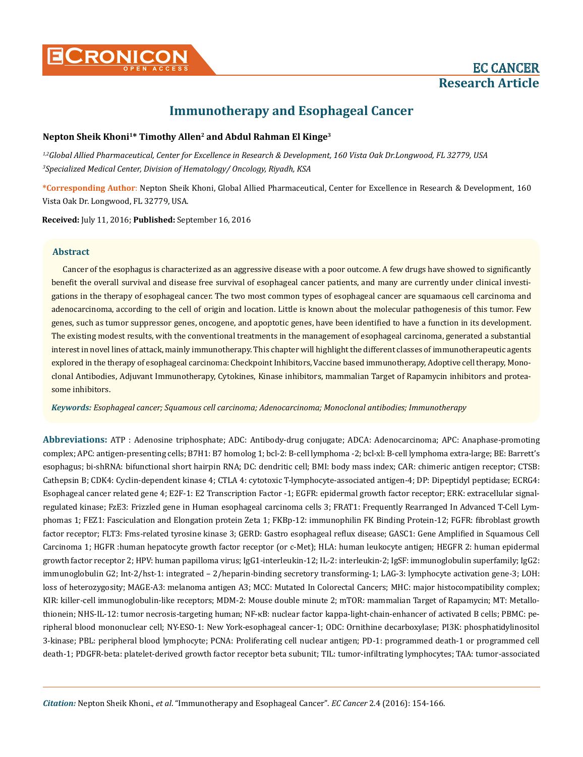# Immunotherapy and Esophageal Cancer

**Nepton Sheik Khoni[1]* Timothy Allen[2] and Abdul Rahman El Kinge[3]**

*[1,2]Global Allied Pharmaceutical, Center for Excellence in Research & Development, 160 Vista Oak Dr.Longwood, FL 32779, USA*
*[3]Specialized Medical Center, Division of Hematology/ Oncology, Riyadh, KSA*

**\*Corresponding Author:** Nepton Sheik Khoni, Global Allied Pharmaceutical, Center for Excellence in Research & Development, 160 Vista Oak Dr. Longwood, FL 32779, USA.

**Received:** July 11, 2016; **Published:** September 16, 2016

## Abstract

Cancer of the esophagus is characterized as an aggressive disease with a poor outcome. A few drugs have showed to significantly benefit the overall survival and disease free survival of esophageal cancer patients, and many are currently under clinical investigations in the therapy of esophageal cancer. The two most common types of esophageal cancer are squamaous cell carcinoma and adenocarcinoma, according to the cell of origin and location. Little is known about the molecular pathogenesis of this tumor. Few genes, such as tumor suppressor genes, oncogene, and apoptotic genes, have been identified to have a function in its development. The existing modest results, with the conventional treatments in the management of esophageal carcinoma, generated a substantial interest in novel lines of attack, mainly immunotherapy. This chapter will highlight the different classes of immunotherapeutic agents explored in the therapy of esophageal carcinoma: Checkpoint Inhibitors, Vaccine based immunotherapy, Adoptive cell therapy, Monoclonal Antibodies, Adjuvant Immunotherapy, Cytokines, Kinase inhibitors, mammalian Target of Rapamycin inhibitors and proteasome inhibitors.

***Keywords:*** *Esophageal cancer; Squamous cell carcinoma; Adenocarcinoma; Monoclonal antibodies; Immunotherapy*

**Abbreviations:** ATP : Adenosine triphosphate; ADC: Antibody-drug conjugate; ADCA: Adenocarcinoma; APC: Anaphase-promoting complex; APC: antigen-presenting cells; B7H1: B7 homolog 1; bcl-2: B-cell lymphoma -2; bcl-xl: B-cell lymphoma extra-large; BE: Barrett's esophagus; bi-shRNA: bifunctional short hairpin RNA; DC: dendritic cell; BMI: body mass index; CAR: chimeric antigen receptor; CTSB: Cathepsin B; CDK4: Cyclin-dependent kinase 4; CTLA 4: cytotoxic T-lymphocyte-associated antigen-4; DP: Dipeptidyl peptidase; ECRG4: Esophageal cancer related gene 4; E2F-1: E2 Transcription Factor -1; EGFR: epidermal growth factor receptor; ERK: extracellular signal-regulated kinase; FzE3: Frizzled gene in Human esophageal carcinoma cells 3; FRAT1: Frequently Rearranged In Advanced T-Cell Lymphomas 1; FEZ1: Fasciculation and Elongation protein Zeta 1; FKBp-12: immunophilin FK Binding Protein-12; FGFR: fibroblast growth factor receptor; FLT3: Fms-related tyrosine kinase 3; GERD: Gastro esophageal reflux disease; GASC1: Gene Amplified in Squamous Cell Carcinoma 1; HGFR :human hepatocyte growth factor receptor (or c-Met); HLA: human leukocyte antigen; HEGFR 2: human epidermal growth factor receptor 2; HPV: human papilloma virus; IgG1-interleukin-12; IL-2: interleukin-2; IgSF: immunoglobulin superfamily; IgG2: immunoglobulin G2; Int-2/hst-1: integrated – 2/heparin-binding secretory transforming-1; LAG-3: lymphocyte activation gene-3; LOH: loss of heterozygosity; MAGE-A3: melanoma antigen A3; MCC: Mutated In Colorectal Cancers; MHC: major histocompatibility complex; KIR: killer-cell immunoglobulin-like receptors; MDM-2: Mouse double minute 2; mTOR: mammalian Target of Rapamycin; MT: Metallothionein; NHS-IL-12: tumor necrosis-targeting human; NF-κB: nuclear factor kappa-light-chain-enhancer of activated B cells; PBMC: peripheral blood mononuclear cell; NY-ESO-1: New York-esophageal cancer-1; ODC: Ornithine decarboxylase; PI3K: phosphatidylinositol 3-kinase; PBL: peripheral blood lymphocyte; PCNA: Proliferating cell nuclear antigen; PD-1: programmed death-1 or programmed cell death-1; PDGFR-beta: platelet-derived growth factor receptor beta subunit; TIL: tumor-infiltrating lymphocytes; TAA: tumor-associated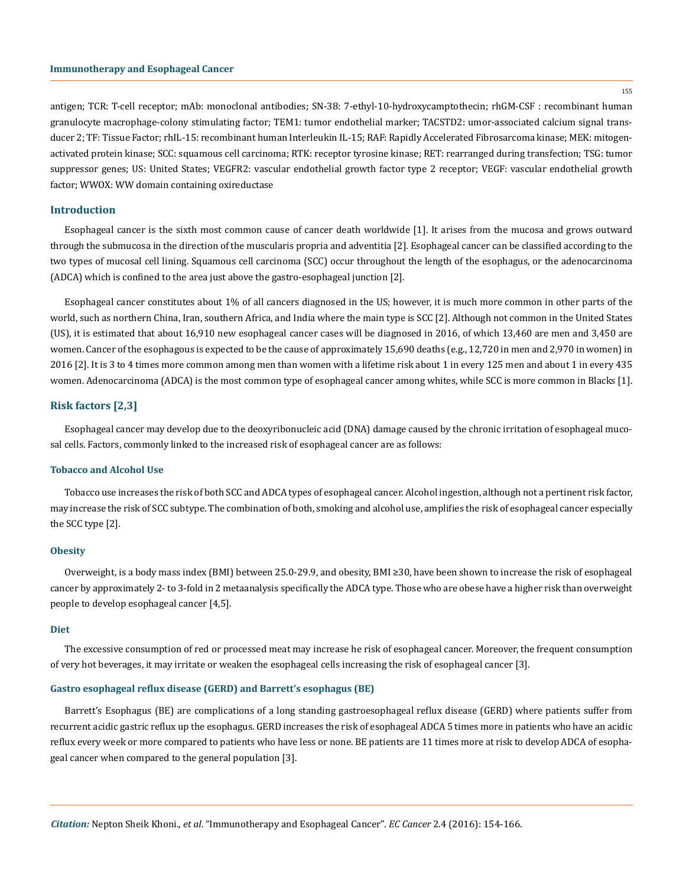antigen; TCR: T-cell receptor; mAb: monoclonal antibodies; SN-38: 7-ethyl-10-hydroxycamptothecin; rhGM-CSF : recombinant human granulocyte macrophage-colony stimulating factor; TEM1: tumor endothelial marker; TACSTD2: umor-associated calcium signal transducer 2; TF: Tissue Factor; rhIL-15: recombinant human Interleukin IL-15; RAF: Rapidly Accelerated Fibrosarcoma kinase; MEK: mitogen-activated protein kinase; SCC: squamous cell carcinoma; RTK: receptor tyrosine kinase; RET: rearranged during transfection; TSG: tumor suppressor genes; US: United States; VEGFR2: vascular endothelial growth factor type 2 receptor; VEGF: vascular endothelial growth factor; WWOX: WW domain containing oxireductase

## Introduction

Esophageal cancer is the sixth most common cause of cancer death worldwide [1]. It arises from the mucosa and grows outward through the submucosa in the direction of the muscularis propria and adventitia [2]. Esophageal cancer can be classified according to the two types of mucosal cell lining. Squamous cell carcinoma (SCC) occur throughout the length of the esophagus, or the adenocarcinoma (ADCA) which is confined to the area just above the gastro-esophageal junction [2].

Esophageal cancer constitutes about 1% of all cancers diagnosed in the US; however, it is much more common in other parts of the world, such as northern China, Iran, southern Africa, and India where the main type is SCC [2]. Although not common in the United States (US), it is estimated that about 16,910 new esophageal cancer cases will be diagnosed in 2016, of which 13,460 are men and 3,450 are women. Cancer of the esophagous is expected to be the cause of approximately 15,690 deaths (e.g., 12,720 in men and 2,970 in women) in 2016 [2]. It is 3 to 4 times more common among men than women with a lifetime risk about 1 in every 125 men and about 1 in every 435 women. Adenocarcinoma (ADCA) is the most common type of esophageal cancer among whites, while SCC is more common in Blacks [1].

## Risk factors [2,3]

Esophageal cancer may develop due to the deoxyribonucleic acid (DNA) damage caused by the chronic irritation of esophageal mucosal cells. Factors, commonly linked to the increased risk of esophageal cancer are as follows:

### Tobacco and Alcohol Use

Tobacco use increases the risk of both SCC and ADCA types of esophageal cancer. Alcohol ingestion, although not a pertinent risk factor, may increase the risk of SCC subtype. The combination of both, smoking and alcohol use, amplifies the risk of esophageal cancer especially the SCC type [2].

### Obesity

Overweight, is a body mass index (BMI) between 25.0-29.9, and obesity, BMI ≥30, have been shown to increase the risk of esophageal cancer by approximately 2- to 3-fold in 2 metaanalysis specifically the ADCA type. Those who are obese have a higher risk than overweight people to develop esophageal cancer [4,5].

### Diet

The excessive consumption of red or processed meat may increase he risk of esophageal cancer. Moreover, the frequent consumption of very hot beverages, it may irritate or weaken the esophageal cells increasing the risk of esophageal cancer [3].

### Gastro esophageal reflux disease (GERD) and Barrett's esophagus (BE)

Barrett's Esophagus (BE) are complications of a long standing gastroesophageal reflux disease (GERD) where patients suffer from recurrent acidic gastric reflux up the esophagus. GERD increases the risk of esophageal ADCA 5 times more in patients who have an acidic reflux every week or more compared to patients who have less or none. BE patients are 11 times more at risk to develop ADCA of esophageal cancer when compared to the general population [3].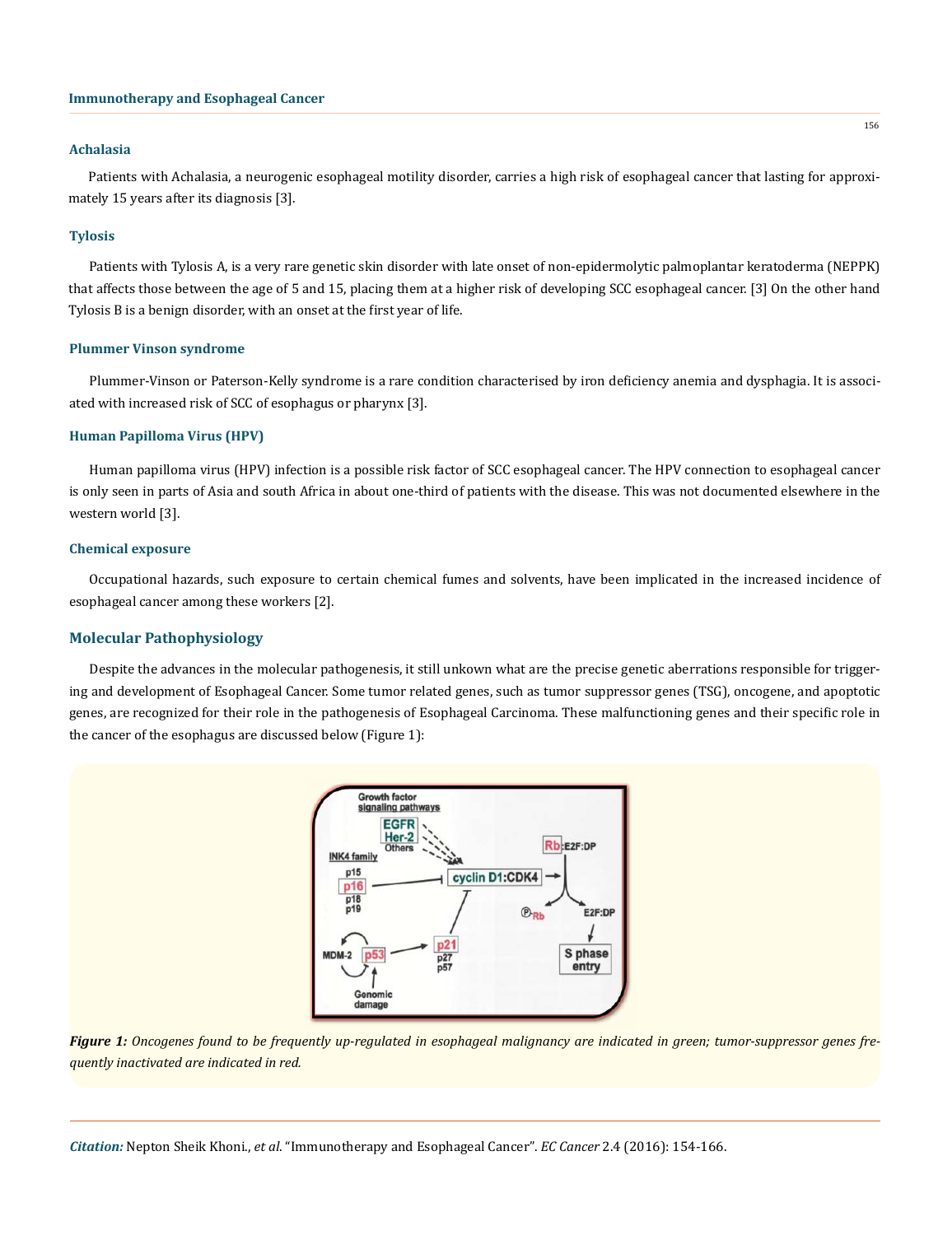### Achalasia

Patients with Achalasia, a neurogenic esophageal motility disorder, carries a high risk of esophageal cancer that lasting for approximately 15 years after its diagnosis [3].

### Tylosis

Patients with Tylosis A, is a very rare genetic skin disorder with late onset of non-epidermolytic palmoplantar keratoderma (NEPPK) that affects those between the age of 5 and 15, placing them at a higher risk of developing SCC esophageal cancer. [3] On the other hand Tylosis B is a benign disorder, with an onset at the first year of life.

### Plummer Vinson syndrome

Plummer-Vinson or Paterson-Kelly syndrome is a rare condition characterised by iron deficiency anemia and dysphagia. It is associated with increased risk of SCC of esophagus or pharynx [3].

### Human Papilloma Virus (HPV)

Human papilloma virus (HPV) infection is a possible risk factor of SCC esophageal cancer. The HPV connection to esophageal cancer is only seen in parts of Asia and south Africa in about one-third of patients with the disease. This was not documented elsewhere in the western world [3].

### Chemical exposure

Occupational hazards, such exposure to certain chemical fumes and solvents, have been implicated in the increased incidence of esophageal cancer among these workers [2].

## Molecular Pathophysiology

Despite the advances in the molecular pathogenesis, it still unkown what are the precise genetic aberrations responsible for triggering and development of Esophageal Cancer. Some tumor related genes, such as tumor suppressor genes (TSG), oncogene, and apoptotic genes, are recognized for their role in the pathogenesis of Esophageal Carcinoma. These malfunctioning genes and their specific role in the cancer of the esophagus are discussed below (Figure 1):

***Figure 1:*** *Oncogenes found to be frequently up-regulated in esophageal malignancy are indicated in green; tumor-suppressor genes frequently inactivated are indicated in red.*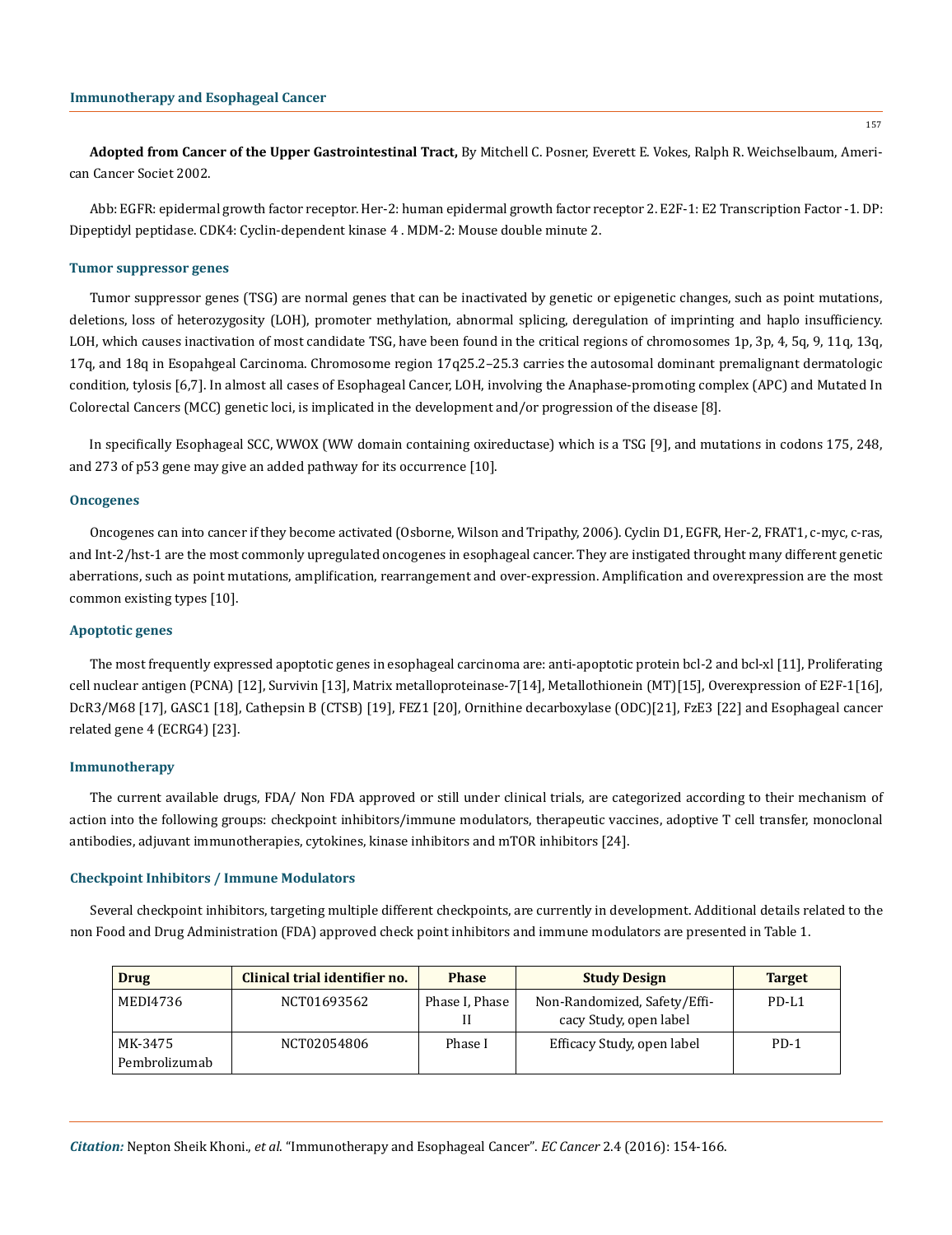**Adopted from Cancer of the Upper Gastrointestinal Tract,** By Mitchell C. Posner, Everett E. Vokes, Ralph R. Weichselbaum, American Cancer Societ 2002.

Abb: EGFR: epidermal growth factor receptor. Her-2: human epidermal growth factor receptor 2. E2F-1: E2 Transcription Factor -1. DP: Dipeptidyl peptidase. CDK4: Cyclin-dependent kinase 4 . MDM-2: Mouse double minute 2.

### Tumor suppressor genes

Tumor suppressor genes (TSG) are normal genes that can be inactivated by genetic or epigenetic changes, such as point mutations, deletions, loss of heterozygosity (LOH), promoter methylation, abnormal splicing, deregulation of imprinting and haplo insufficiency. LOH, which causes inactivation of most candidate TSG, have been found in the critical regions of chromosomes 1p, 3p, 4, 5q, 9, 11q, 13q, 17q, and 18q in Esopahgeal Carcinoma. Chromosome region 17q25.2–25.3 carries the autosomal dominant premalignant dermatologic condition, tylosis [6,7]. In almost all cases of Esophageal Cancer, LOH, involving the Anaphase-promoting complex (APC) and Mutated In Colorectal Cancers (MCC) genetic loci, is implicated in the development and/or progression of the disease [8].

In specifically Esophageal SCC, WWOX (WW domain containing oxireductase) which is a TSG [9], and mutations in codons 175, 248, and 273 of p53 gene may give an added pathway for its occurrence [10].

### Oncogenes

Oncogenes can into cancer if they become activated (Osborne, Wilson and Tripathy, 2006). Cyclin D1, EGFR, Her-2, FRAT1, c-myc, c-ras, and Int-2/hst-1 are the most commonly upregulated oncogenes in esophageal cancer. They are instigated throught many different genetic aberrations, such as point mutations, amplification, rearrangement and over-expression. Amplification and overexpression are the most common existing types [10].

### Apoptotic genes

The most frequently expressed apoptotic genes in esophageal carcinoma are: anti-apoptotic protein bcl-2 and bcl-xl [11], Proliferating cell nuclear antigen (PCNA) [12], Survivin [13], Matrix metalloproteinase-7[14], Metallothionein (MT)[15], Overexpression of E2F-1[16], DcR3/M68 [17], GASC1 [18], Cathepsin B (CTSB) [19], FEZ1 [20], Ornithine decarboxylase (ODC)[21], FzE3 [22] and Esophageal cancer related gene 4 (ECRG4) [23].

### Immunotherapy

The current available drugs, FDA/ Non FDA approved or still under clinical trials, are categorized according to their mechanism of action into the following groups: checkpoint inhibitors/immune modulators, therapeutic vaccines, adoptive T cell transfer, monoclonal antibodies, adjuvant immunotherapies, cytokines, kinase inhibitors and mTOR inhibitors [24].

### Checkpoint Inhibitors / Immune Modulators

Several checkpoint inhibitors, targeting multiple different checkpoints, are currently in development. Additional details related to the non Food and Drug Administration (FDA) approved check point inhibitors and immune modulators are presented in Table 1.

| Drug | Clinical trial identifier no. | Phase | Study Design | Target |
|---|---|---|---|---|
| MEDI4736 | NCT01693562 | Phase I, Phase II | Non-Randomized, Safety/Efficacy Study, open label | PD-L1 |
| MK-3475 Pembrolizumab | NCT02054806 | Phase I | Efficacy Study, open label | PD-1 |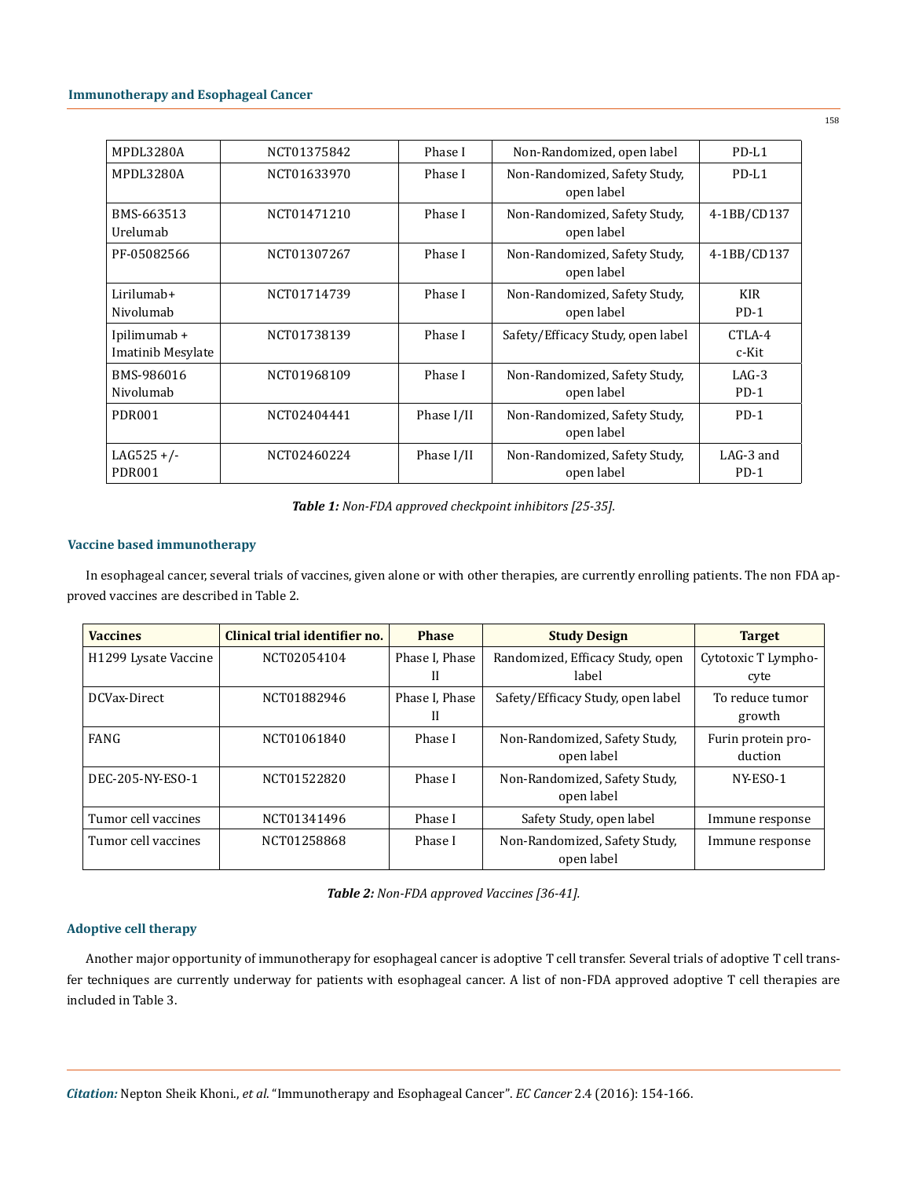| | | | | |
|---|---|---|---|---|
| MPDL3280A | NCT01375842 | Phase I | Non-Randomized, open label | PD-L1 |
| MPDL3280A | NCT01633970 | Phase I | Non-Randomized, Safety Study, open label | PD-L1 |
| BMS-663513 Urelumab | NCT01471210 | Phase I | Non-Randomized, Safety Study, open label | 4-1BB/CD137 |
| PF-05082566 | NCT01307267 | Phase I | Non-Randomized, Safety Study, open label | 4-1BB/CD137 |
| Lirilumab+ Nivolumab | NCT01714739 | Phase I | Non-Randomized, Safety Study, open label | KIR PD-1 |
| Ipilimumab + Imatinib Mesylate | NCT01738139 | Phase I | Safety/Efficacy Study, open label | CTLA-4 c-Kit |
| BMS-986016 Nivolumab | NCT01968109 | Phase I | Non-Randomized, Safety Study, open label | LAG-3 PD-1 |
| PDR001 | NCT02404441 | Phase I/II | Non-Randomized, Safety Study, open label | PD-1 |
| LAG525 +/- PDR001 | NCT02460224 | Phase I/II | Non-Randomized, Safety Study, open label | LAG-3 and PD-1 |

***Table 1:*** *Non-FDA approved checkpoint inhibitors [25-35].*

### Vaccine based immunotherapy

In esophageal cancer, several trials of vaccines, given alone or with other therapies, are currently enrolling patients. The non FDA approved vaccines are described in Table 2.

| Vaccines | Clinical trial identifier no. | Phase | Study Design | Target |
|---|---|---|---|---|
| H1299 Lysate Vaccine | NCT02054104 | Phase I, Phase II | Randomized, Efficacy Study, open label | Cytotoxic T Lymphocyte |
| DCVax-Direct | NCT01882946 | Phase I, Phase II | Safety/Efficacy Study, open label | To reduce tumor growth |
| FANG | NCT01061840 | Phase I | Non-Randomized, Safety Study, open label | Furin protein production |
| DEC-205-NY-ESO-1 | NCT01522820 | Phase I | Non-Randomized, Safety Study, open label | NY-ESO-1 |
| Tumor cell vaccines | NCT01341496 | Phase I | Safety Study, open label | Immune response |
| Tumor cell vaccines | NCT01258868 | Phase I | Non-Randomized, Safety Study, open label | Immune response |

***Table 2:*** *Non-FDA approved Vaccines [36-41].*

### Adoptive cell therapy

Another major opportunity of immunotherapy for esophageal cancer is adoptive T cell transfer. Several trials of adoptive T cell transfer techniques are currently underway for patients with esophageal cancer. A list of non-FDA approved adoptive T cell therapies are included in Table 3.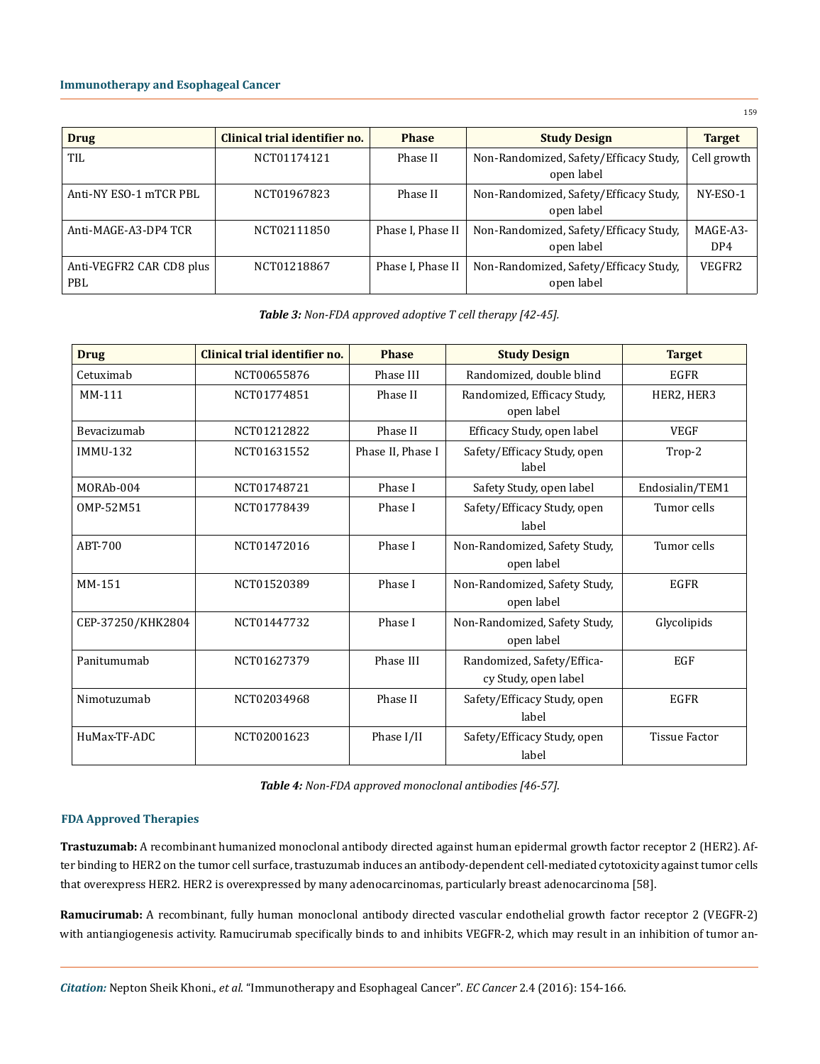| Drug | Clinical trial identifier no. | Phase | Study Design | Target |
| --- | --- | --- | --- | --- |
| TIL | NCT01174121 | Phase II | Non-Randomized, Safety/Efficacy Study, open label | Cell growth |
| Anti-NY ESO-1 mTCR PBL | NCT01967823 | Phase II | Non-Randomized, Safety/Efficacy Study, open label | NY-ESO-1 |
| Anti-MAGE-A3-DP4 TCR | NCT02111850 | Phase I, Phase II | Non-Randomized, Safety/Efficacy Study, open label | MAGE-A3-DP4 |
| Anti-VEGFR2 CAR CD8 plus PBL | NCT01218867 | Phase I, Phase II | Non-Randomized, Safety/Efficacy Study, open label | VEGFR2 |

***Table 3:*** *Non-FDA approved adoptive T cell therapy [42-45].*

| Drug | Clinical trial identifier no. | Phase | Study Design | Target |
| --- | --- | --- | --- | --- |
| Cetuximab | NCT00655876 | Phase III | Randomized, double blind | EGFR |
| MM-111 | NCT01774851 | Phase II | Randomized, Efficacy Study, open label | HER2, HER3 |
| Bevacizumab | NCT01212822 | Phase II | Efficacy Study, open label | VEGF |
| IMMU-132 | NCT01631552 | Phase II, Phase I | Safety/Efficacy Study, open label | Trop-2 |
| MORAb-004 | NCT01748721 | Phase I | Safety Study, open label | Endosialin/TEM1 |
| OMP-52M51 | NCT01778439 | Phase I | Safety/Efficacy Study, open label | Tumor cells |
| ABT-700 | NCT01472016 | Phase I | Non-Randomized, Safety Study, open label | Tumor cells |
| MM-151 | NCT01520389 | Phase I | Non-Randomized, Safety Study, open label | EGFR |
| CEP-37250/KHK2804 | NCT01447732 | Phase I | Non-Randomized, Safety Study, open label | Glycolipids |
| Panitumumab | NCT01627379 | Phase III | Randomized, Safety/Efficacy Study, open label | EGF |
| Nimotuzumab | NCT02034968 | Phase II | Safety/Efficacy Study, open label | EGFR |
| HuMax-TF-ADC | NCT02001623 | Phase I/II | Safety/Efficacy Study, open label | Tissue Factor |

***Table 4:*** *Non-FDA approved monoclonal antibodies [46-57].*

## FDA Approved Therapies

**Trastuzumab:** A recombinant humanized monoclonal antibody directed against human epidermal growth factor receptor 2 (HER2). After binding to HER2 on the tumor cell surface, trastuzumab induces an antibody-dependent cell-mediated cytotoxicity against tumor cells that overexpress HER2. HER2 is overexpressed by many adenocarcinomas, particularly breast adenocarcinoma [58].

**Ramucirumab:** A recombinant, fully human monoclonal antibody directed vascular endothelial growth factor receptor 2 (VEGFR-2) with antiangiogenesis activity. Ramucirumab specifically binds to and inhibits VEGFR-2, which may result in an inhibition of tumor an-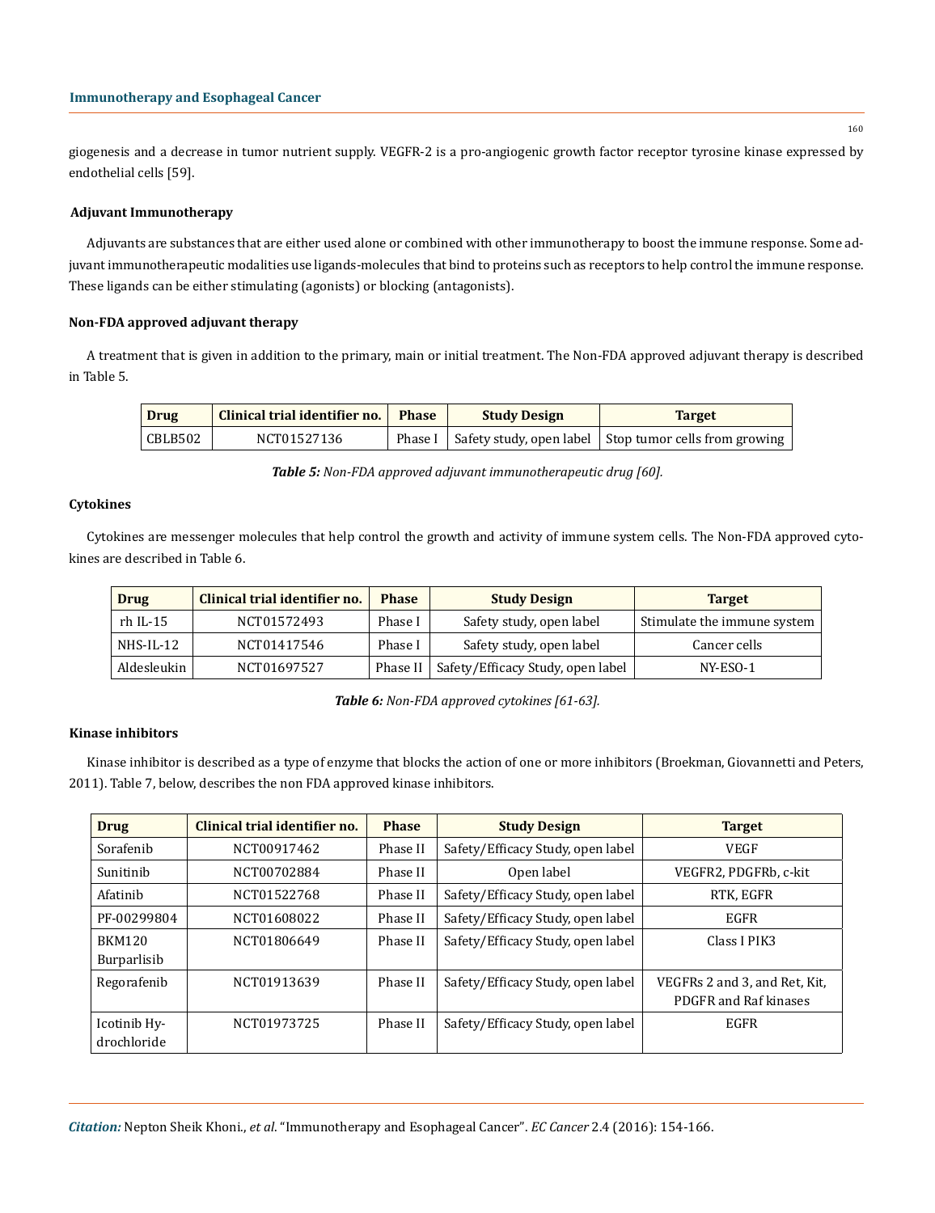giogenesis and a decrease in tumor nutrient supply. VEGFR-2 is a pro-angiogenic growth factor receptor tyrosine kinase expressed by endothelial cells [59].

### Adjuvant Immunotherapy

Adjuvants are substances that are either used alone or combined with other immunotherapy to boost the immune response. Some adjuvant immunotherapeutic modalities use ligands-molecules that bind to proteins such as receptors to help control the immune response. These ligands can be either stimulating (agonists) or blocking (antagonists).

### Non-FDA approved adjuvant therapy

A treatment that is given in addition to the primary, main or initial treatment. The Non-FDA approved adjuvant therapy is described in Table 5.

| Drug | Clinical trial identifier no. | Phase | Study Design | Target |
| --- | --- | --- | --- | --- |
| CBLB502 | NCT01527136 | Phase I | Safety study, open label | Stop tumor cells from growing |

***Table 5:** Non-FDA approved adjuvant immunotherapeutic drug [60].*

### Cytokines

Cytokines are messenger molecules that help control the growth and activity of immune system cells. The Non-FDA approved cytokines are described in Table 6.

| Drug | Clinical trial identifier no. | Phase | Study Design | Target |
| --- | --- | --- | --- | --- |
| rh IL-15 | NCT01572493 | Phase I | Safety study, open label | Stimulate the immune system |
| NHS-IL-12 | NCT01417546 | Phase I | Safety study, open label | Cancer cells |
| Aldesleukin | NCT01697527 | Phase II | Safety/Efficacy Study, open label | NY-ESO-1 |

***Table 6:** Non-FDA approved cytokines [61-63].*

### Kinase inhibitors

Kinase inhibitor is described as a type of enzyme that blocks the action of one or more inhibitors (Broekman, Giovannetti and Peters, 2011). Table 7, below, describes the non FDA approved kinase inhibitors.

| Drug | Clinical trial identifier no. | Phase | Study Design | Target |
| --- | --- | --- | --- | --- |
| Sorafenib | NCT00917462 | Phase II | Safety/Efficacy Study, open label | VEGF |
| Sunitinib | NCT00702884 | Phase II | Open label | VEGFR2, PDGFRb, c-kit |
| Afatinib | NCT01522768 | Phase II | Safety/Efficacy Study, open label | RTK, EGFR |
| PF-00299804 | NCT01608022 | Phase II | Safety/Efficacy Study, open label | EGFR |
| BKM120 Burparlisib | NCT01806649 | Phase II | Safety/Efficacy Study, open label | Class I PIK3 |
| Regorafenib | NCT01913639 | Phase II | Safety/Efficacy Study, open label | VEGFRs 2 and 3, and Ret, Kit, PDGFR and Raf kinases |
| Icotinib Hydrochloride | NCT01973725 | Phase II | Safety/Efficacy Study, open label | EGFR |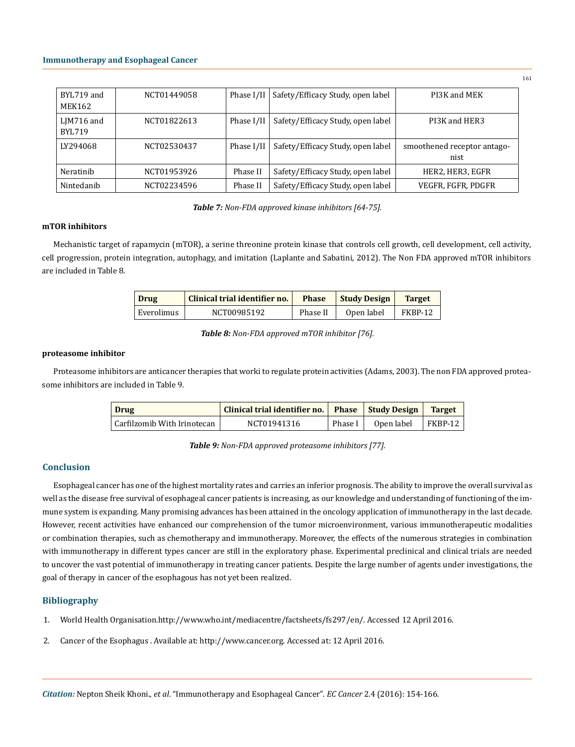| BYL719 and MEK162 | NCT01449058 | Phase I/II | Safety/Efficacy Study, open label | PI3K and MEK |
|---|---|---|---|---|
| LJM716 and BYL719 | NCT01822613 | Phase I/II | Safety/Efficacy Study, open label | PI3K and HER3 |
| LY294068 | NCT02530437 | Phase I/II | Safety/Efficacy Study, open label | smoothened receptor antagonist |
| Neratinib | NCT01953926 | Phase II | Safety/Efficacy Study, open label | HER2, HER3, EGFR |
| Nintedanib | NCT02234596 | Phase II | Safety/Efficacy Study, open label | VEGFR, FGFR, PDGFR |

***Table 7:*** *Non-FDA approved kinase inhibitors [64-75].*

**mTOR inhibitors**

Mechanistic target of rapamycin (mTOR), a serine threonine protein kinase that controls cell growth, cell development, cell activity, cell progression, protein integration, autophagy, and imitation (Laplante and Sabatini, 2012). The Non FDA approved mTOR inhibitors are included in Table 8.

| Drug | Clinical trial identifier no. | Phase | Study Design | Target |
|---|---|---|---|---|
| Everolimus | NCT00985192 | Phase II | Open label | FKBP-12 |

***Table 8:*** *Non-FDA approved mTOR inhibitor [76].*

**proteasome inhibitor**

Proteasome inhibitors are anticancer therapies that worki to regulate protein activities (Adams, 2003). The non FDA approved proteasome inhibitors are included in Table 9.

| Drug | Clinical trial identifier no. | Phase | Study Design | Target |
|---|---|---|---|---|
| Carfilzomib With Irinotecan | NCT01941316 | Phase I | Open label | FKBP-12 |

***Table 9:*** *Non-FDA approved proteasome inhibitors [77].*

## Conclusion

Esophageal cancer has one of the highest mortality rates and carries an inferior prognosis. The ability to improve the overall survival as well as the disease free survival of esophageal cancer patients is increasing, as our knowledge and understanding of functioning of the immune system is expanding. Many promising advances has been attained in the oncology application of immunotherapy in the last decade. However, recent activities have enhanced our comprehension of the tumor microenvironment, various immunotherapeutic modalities or combination therapies, such as chemotherapy and immunotherapy. Moreover, the effects of the numerous strategies in combination with immunotherapy in different types cancer are still in the exploratory phase. Experimental preclinical and clinical trials are needed to uncover the vast potential of immunotherapy in treating cancer patients. Despite the large number of agents under investigations, the goal of therapy in cancer of the esophagous has not yet been realized.

## Bibliography

1. World Health Organisation.http://www.who.int/mediacentre/factsheets/fs297/en/. Accessed 12 April 2016.
2. Cancer of the Esophagus . Available at: http://www.cancer.org. Accessed at: 12 April 2016.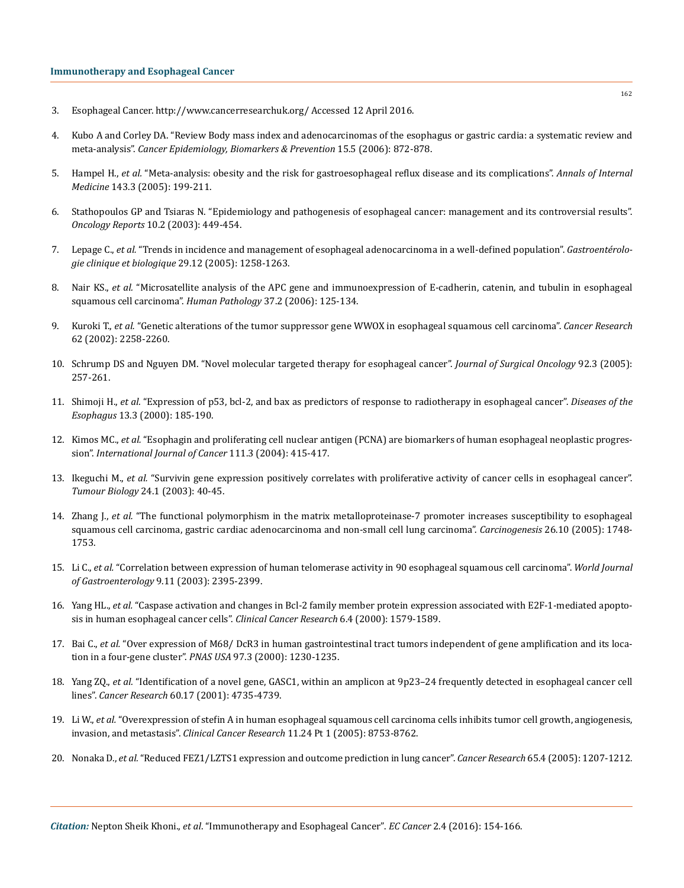3. Esophageal Cancer. http://www.cancerresearchuk.org/ Accessed 12 April 2016.
4. Kubo A and Corley DA. "Review Body mass index and adenocarcinomas of the esophagus or gastric cardia: a systematic review and meta-analysis". *Cancer Epidemiology, Biomarkers & Prevention* 15.5 (2006): 872-878.
5. Hampel H., *et al.* "Meta-analysis: obesity and the risk for gastroesophageal reflux disease and its complications". *Annals of Internal Medicine* 143.3 (2005): 199-211.
6. Stathopoulos GP and Tsiaras N. "Epidemiology and pathogenesis of esophageal cancer: management and its controversial results". *Oncology Reports* 10.2 (2003): 449-454.
7. Lepage C., *et al.* "Trends in incidence and management of esophageal adenocarcinoma in a well-defined population". *Gastroentérologie clinique et biologique* 29.12 (2005): 1258-1263.
8. Nair KS., *et al.* "Microsatellite analysis of the APC gene and immunoexpression of E-cadherin, catenin, and tubulin in esophageal squamous cell carcinoma". *Human Pathology* 37.2 (2006): 125-134.
9. Kuroki T., *et al.* "Genetic alterations of the tumor suppressor gene WWOX in esophageal squamous cell carcinoma". *Cancer Research* 62 (2002): 2258-2260.
10. Schrump DS and Nguyen DM. "Novel molecular targeted therapy for esophageal cancer". *Journal of Surgical Oncology* 92.3 (2005): 257-261.
11. Shimoji H., *et al.* "Expression of p53, bcl-2, and bax as predictors of response to radiotherapy in esophageal cancer". *Diseases of the Esophagus* 13.3 (2000): 185-190.
12. Kimos MC., *et al.* "Esophagin and proliferating cell nuclear antigen (PCNA) are biomarkers of human esophageal neoplastic progression". *International Journal of Cancer* 111.3 (2004): 415-417.
13. Ikeguchi M., *et al.* "Survivin gene expression positively correlates with proliferative activity of cancer cells in esophageal cancer". *Tumour Biology* 24.1 (2003): 40-45.
14. Zhang J., *et al.* "The functional polymorphism in the matrix metalloproteinase-7 promoter increases susceptibility to esophageal squamous cell carcinoma, gastric cardiac adenocarcinoma and non-small cell lung carcinoma". *Carcinogenesis* 26.10 (2005): 1748-1753.
15. Li C., *et al.* "Correlation between expression of human telomerase activity in 90 esophageal squamous cell carcinoma". *World Journal of Gastroenterology* 9.11 (2003): 2395-2399.
16. Yang HL., *et al.* "Caspase activation and changes in Bcl-2 family member protein expression associated with E2F-1-mediated apoptosis in human esophageal cancer cells". *Clinical Cancer Research* 6.4 (2000): 1579-1589.
17. Bai C., *et al.* "Over expression of M68/ DcR3 in human gastrointestinal tract tumors independent of gene amplification and its location in a four-gene cluster". *PNAS USA* 97.3 (2000): 1230-1235.
18. Yang ZQ., *et al.* "Identification of a novel gene, GASC1, within an amplicon at 9p23–24 frequently detected in esophageal cancer cell lines". *Cancer Research* 60.17 (2001): 4735-4739.
19. Li W., *et al.* "Overexpression of stefin A in human esophageal squamous cell carcinoma cells inhibits tumor cell growth, angiogenesis, invasion, and metastasis". *Clinical Cancer Research* 11.24 Pt 1 (2005): 8753-8762.
20. Nonaka D., *et al.* "Reduced FEZ1/LZTS1 expression and outcome prediction in lung cancer". *Cancer Research* 65.4 (2005): 1207-1212.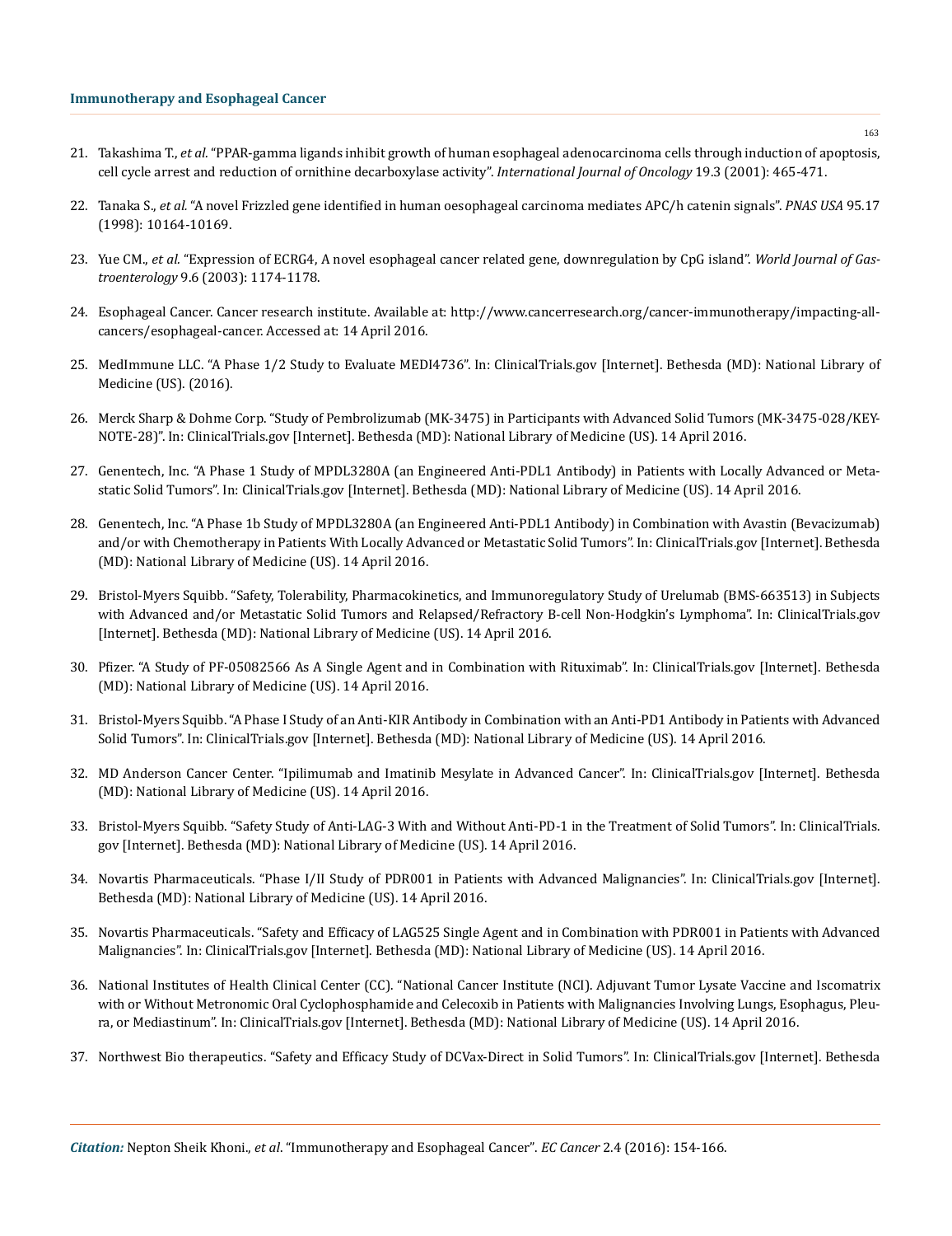21. Takashima T., *et al*. "PPAR-gamma ligands inhibit growth of human esophageal adenocarcinoma cells through induction of apoptosis, cell cycle arrest and reduction of ornithine decarboxylase activity". *International Journal of Oncology* 19.3 (2001): 465-471.

22. Tanaka S., *et al.* "A novel Frizzled gene identified in human oesophageal carcinoma mediates APC/h catenin signals". *PNAS USA* 95.17 (1998): 10164-10169.

23. Yue CM., *et al.* "Expression of ECRG4, A novel esophageal cancer related gene, downregulation by CpG island". *World Journal of Gastroenterology* 9.6 (2003): 1174-1178.

24. Esophageal Cancer. Cancer research institute. Available at: http://www.cancerresearch.org/cancer-immunotherapy/impacting-all-cancers/esophageal-cancer. Accessed at: 14 April 2016.

25. MedImmune LLC. "A Phase 1/2 Study to Evaluate MEDI4736". In: ClinicalTrials.gov [Internet]. Bethesda (MD): National Library of Medicine (US). (2016).

26. Merck Sharp & Dohme Corp. "Study of Pembrolizumab (MK-3475) in Participants with Advanced Solid Tumors (MK-3475-028/KEYNOTE-28)". In: ClinicalTrials.gov [Internet]. Bethesda (MD): National Library of Medicine (US). 14 April 2016.

27. Genentech, Inc. "A Phase 1 Study of MPDL3280A (an Engineered Anti-PDL1 Antibody) in Patients with Locally Advanced or Metastatic Solid Tumors". In: ClinicalTrials.gov [Internet]. Bethesda (MD): National Library of Medicine (US). 14 April 2016.

28. Genentech, Inc. "A Phase 1b Study of MPDL3280A (an Engineered Anti-PDL1 Antibody) in Combination with Avastin (Bevacizumab) and/or with Chemotherapy in Patients With Locally Advanced or Metastatic Solid Tumors". In: ClinicalTrials.gov [Internet]. Bethesda (MD): National Library of Medicine (US). 14 April 2016.

29. Bristol-Myers Squibb. "Safety, Tolerability, Pharmacokinetics, and Immunoregulatory Study of Urelumab (BMS-663513) in Subjects with Advanced and/or Metastatic Solid Tumors and Relapsed/Refractory B-cell Non-Hodgkin's Lymphoma". In: ClinicalTrials.gov [Internet]. Bethesda (MD): National Library of Medicine (US). 14 April 2016.

30. Pfizer. "A Study of PF-05082566 As A Single Agent and in Combination with Rituximab". In: ClinicalTrials.gov [Internet]. Bethesda (MD): National Library of Medicine (US). 14 April 2016.

31. Bristol-Myers Squibb. "A Phase I Study of an Anti-KIR Antibody in Combination with an Anti-PD1 Antibody in Patients with Advanced Solid Tumors". In: ClinicalTrials.gov [Internet]. Bethesda (MD): National Library of Medicine (US). 14 April 2016.

32. MD Anderson Cancer Center. "Ipilimumab and Imatinib Mesylate in Advanced Cancer". In: ClinicalTrials.gov [Internet]. Bethesda (MD): National Library of Medicine (US). 14 April 2016.

33. Bristol-Myers Squibb. "Safety Study of Anti-LAG-3 With and Without Anti-PD-1 in the Treatment of Solid Tumors". In: ClinicalTrials.gov [Internet]. Bethesda (MD): National Library of Medicine (US). 14 April 2016.

34. Novartis Pharmaceuticals. "Phase I/II Study of PDR001 in Patients with Advanced Malignancies". In: ClinicalTrials.gov [Internet]. Bethesda (MD): National Library of Medicine (US). 14 April 2016.

35. Novartis Pharmaceuticals. "Safety and Efficacy of LAG525 Single Agent and in Combination with PDR001 in Patients with Advanced Malignancies". In: ClinicalTrials.gov [Internet]. Bethesda (MD): National Library of Medicine (US). 14 April 2016.

36. National Institutes of Health Clinical Center (CC). "National Cancer Institute (NCI). Adjuvant Tumor Lysate Vaccine and Iscomatrix with or Without Metronomic Oral Cyclophosphamide and Celecoxib in Patients with Malignancies Involving Lungs, Esophagus, Pleura, or Mediastinum". In: ClinicalTrials.gov [Internet]. Bethesda (MD): National Library of Medicine (US). 14 April 2016.

37. Northwest Bio therapeutics. "Safety and Efficacy Study of DCVax-Direct in Solid Tumors". In: ClinicalTrials.gov [Internet]. Bethesda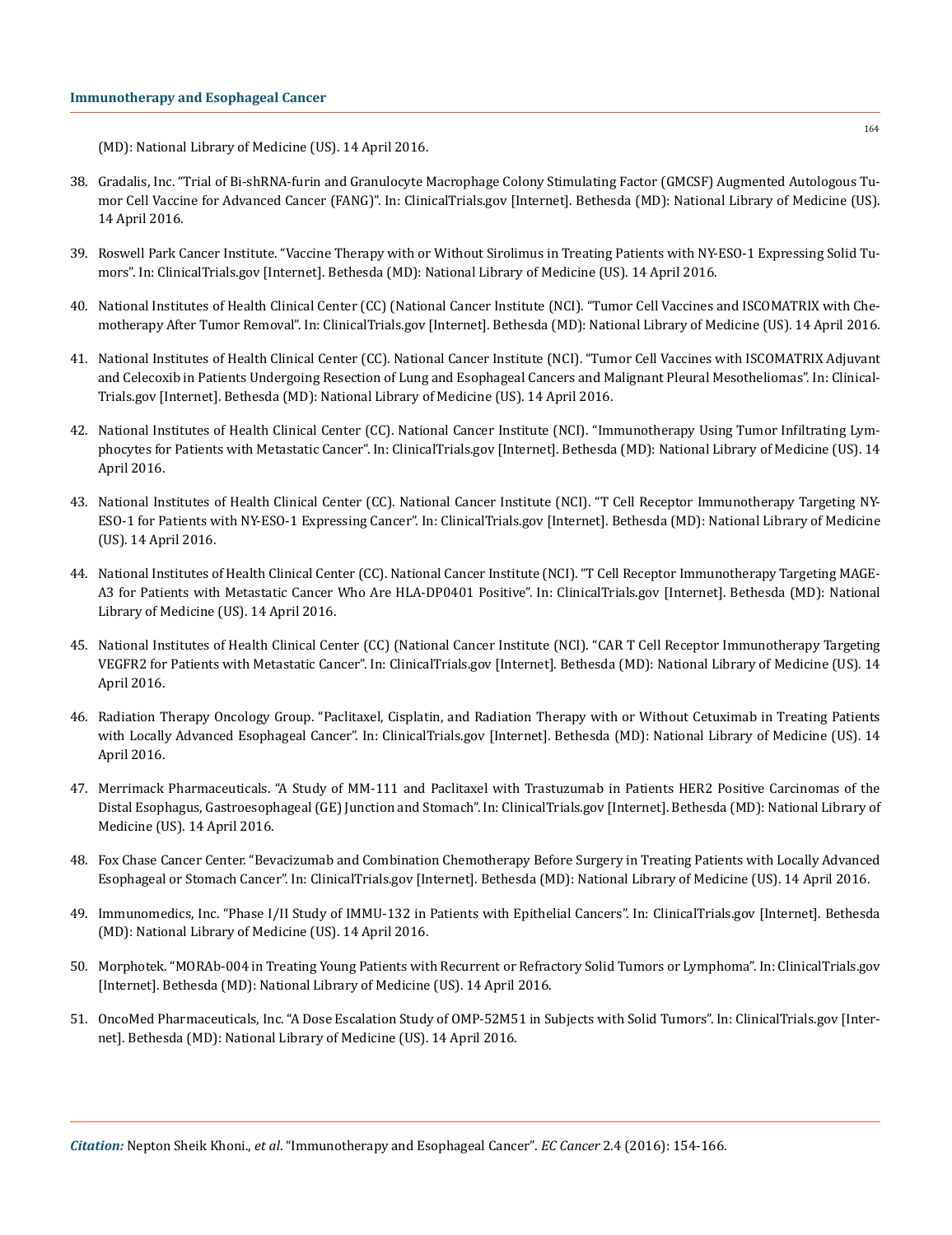(MD): National Library of Medicine (US). 14 April 2016.

38. Gradalis, Inc. "Trial of Bi-shRNA-furin and Granulocyte Macrophage Colony Stimulating Factor (GMCSF) Augmented Autologous Tumor Cell Vaccine for Advanced Cancer (FANG)". In: ClinicalTrials.gov [Internet]. Bethesda (MD): National Library of Medicine (US). 14 April 2016.

39. Roswell Park Cancer Institute. "Vaccine Therapy with or Without Sirolimus in Treating Patients with NY-ESO-1 Expressing Solid Tumors". In: ClinicalTrials.gov [Internet]. Bethesda (MD): National Library of Medicine (US). 14 April 2016.

40. National Institutes of Health Clinical Center (CC) (National Cancer Institute (NCI). "Tumor Cell Vaccines and ISCOMATRIX with Chemotherapy After Tumor Removal". In: ClinicalTrials.gov [Internet]. Bethesda (MD): National Library of Medicine (US). 14 April 2016.

41. National Institutes of Health Clinical Center (CC). National Cancer Institute (NCI). "Tumor Cell Vaccines with ISCOMATRIX Adjuvant and Celecoxib in Patients Undergoing Resection of Lung and Esophageal Cancers and Malignant Pleural Mesotheliomas". In: ClinicalTrials.gov [Internet]. Bethesda (MD): National Library of Medicine (US). 14 April 2016.

42. National Institutes of Health Clinical Center (CC). National Cancer Institute (NCI). "Immunotherapy Using Tumor Infiltrating Lymphocytes for Patients with Metastatic Cancer". In: ClinicalTrials.gov [Internet]. Bethesda (MD): National Library of Medicine (US). 14 April 2016.

43. National Institutes of Health Clinical Center (CC). National Cancer Institute (NCI). "T Cell Receptor Immunotherapy Targeting NY-ESO-1 for Patients with NY-ESO-1 Expressing Cancer". In: ClinicalTrials.gov [Internet]. Bethesda (MD): National Library of Medicine (US). 14 April 2016.

44. National Institutes of Health Clinical Center (CC). National Cancer Institute (NCI). "T Cell Receptor Immunotherapy Targeting MAGE-A3 for Patients with Metastatic Cancer Who Are HLA-DP0401 Positive". In: ClinicalTrials.gov [Internet]. Bethesda (MD): National Library of Medicine (US). 14 April 2016.

45. National Institutes of Health Clinical Center (CC) (National Cancer Institute (NCI). "CAR T Cell Receptor Immunotherapy Targeting VEGFR2 for Patients with Metastatic Cancer". In: ClinicalTrials.gov [Internet]. Bethesda (MD): National Library of Medicine (US). 14 April 2016.

46. Radiation Therapy Oncology Group. "Paclitaxel, Cisplatin, and Radiation Therapy with or Without Cetuximab in Treating Patients with Locally Advanced Esophageal Cancer". In: ClinicalTrials.gov [Internet]. Bethesda (MD): National Library of Medicine (US). 14 April 2016.

47. Merrimack Pharmaceuticals. "A Study of MM-111 and Paclitaxel with Trastuzumab in Patients HER2 Positive Carcinomas of the Distal Esophagus, Gastroesophageal (GE) Junction and Stomach". In: ClinicalTrials.gov [Internet]. Bethesda (MD): National Library of Medicine (US). 14 April 2016.

48. Fox Chase Cancer Center. "Bevacizumab and Combination Chemotherapy Before Surgery in Treating Patients with Locally Advanced Esophageal or Stomach Cancer". In: ClinicalTrials.gov [Internet]. Bethesda (MD): National Library of Medicine (US). 14 April 2016.

49. Immunomedics, Inc. "Phase I/II Study of IMMU-132 in Patients with Epithelial Cancers". In: ClinicalTrials.gov [Internet]. Bethesda (MD): National Library of Medicine (US). 14 April 2016.

50. Morphotek. "MORAb-004 in Treating Young Patients with Recurrent or Refractory Solid Tumors or Lymphoma". In: ClinicalTrials.gov [Internet]. Bethesda (MD): National Library of Medicine (US). 14 April 2016.

51. OncoMed Pharmaceuticals, Inc. "A Dose Escalation Study of OMP-52M51 in Subjects with Solid Tumors". In: ClinicalTrials.gov [Internet]. Bethesda (MD): National Library of Medicine (US). 14 April 2016.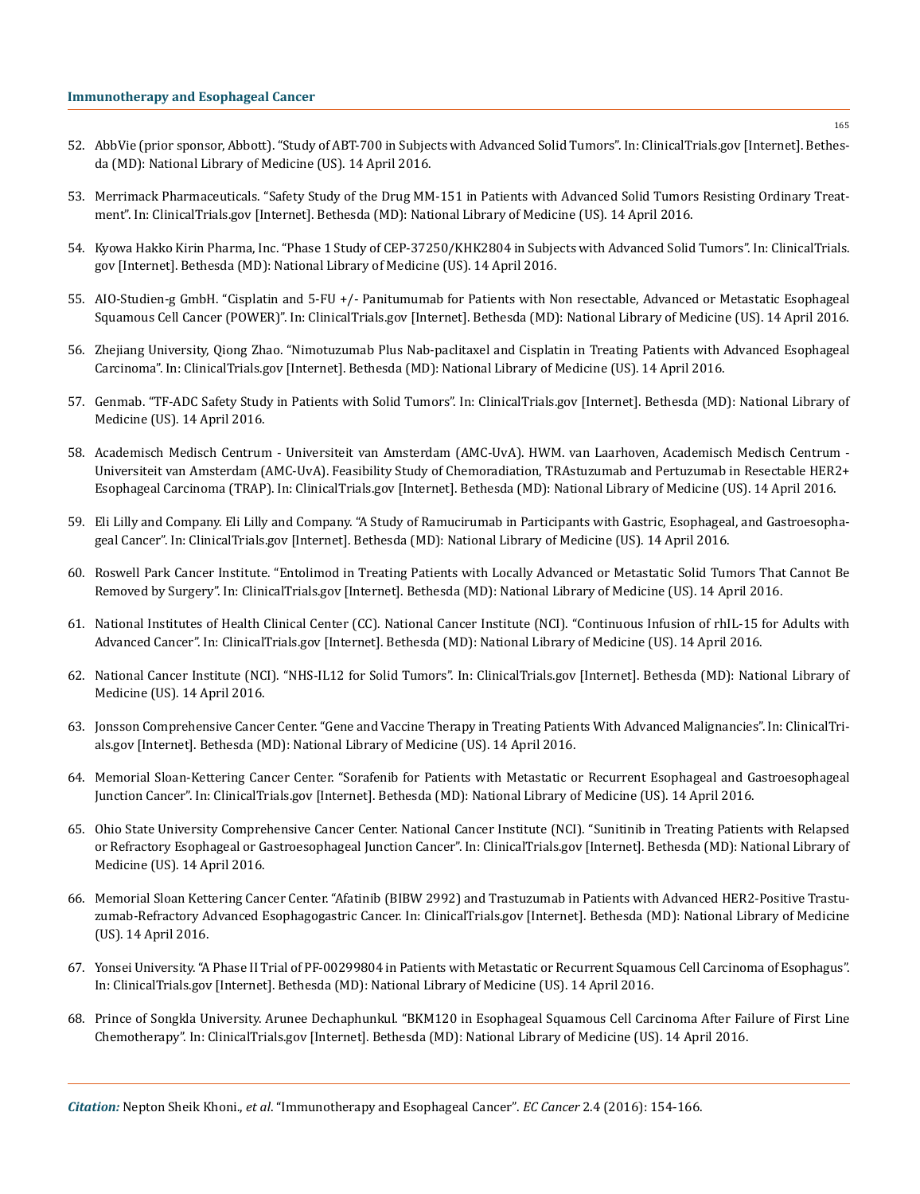52. AbbVie (prior sponsor, Abbott). "Study of ABT-700 in Subjects with Advanced Solid Tumors". In: ClinicalTrials.gov [Internet]. Bethesda (MD): National Library of Medicine (US). 14 April 2016.

53. Merrimack Pharmaceuticals. "Safety Study of the Drug MM-151 in Patients with Advanced Solid Tumors Resisting Ordinary Treatment". In: ClinicalTrials.gov [Internet]. Bethesda (MD): National Library of Medicine (US). 14 April 2016.

54. Kyowa Hakko Kirin Pharma, Inc. "Phase 1 Study of CEP-37250/KHK2804 in Subjects with Advanced Solid Tumors". In: ClinicalTrials.gov [Internet]. Bethesda (MD): National Library of Medicine (US). 14 April 2016.

55. AIO-Studien-g GmbH. "Cisplatin and 5-FU +/- Panitumumab for Patients with Non resectable, Advanced or Metastatic Esophageal Squamous Cell Cancer (POWER)". In: ClinicalTrials.gov [Internet]. Bethesda (MD): National Library of Medicine (US). 14 April 2016.

56. Zhejiang University, Qiong Zhao. "Nimotuzumab Plus Nab-paclitaxel and Cisplatin in Treating Patients with Advanced Esophageal Carcinoma". In: ClinicalTrials.gov [Internet]. Bethesda (MD): National Library of Medicine (US). 14 April 2016.

57. Genmab. "TF-ADC Safety Study in Patients with Solid Tumors". In: ClinicalTrials.gov [Internet]. Bethesda (MD): National Library of Medicine (US). 14 April 2016.

58. Academisch Medisch Centrum - Universiteit van Amsterdam (AMC-UvA). HWM. van Laarhoven, Academisch Medisch Centrum - Universiteit van Amsterdam (AMC-UvA). Feasibility Study of Chemoradiation, TRAstuzumab and Pertuzumab in Resectable HER2+ Esophageal Carcinoma (TRAP). In: ClinicalTrials.gov [Internet]. Bethesda (MD): National Library of Medicine (US). 14 April 2016.

59. Eli Lilly and Company. Eli Lilly and Company. "A Study of Ramucirumab in Participants with Gastric, Esophageal, and Gastroesophageal Cancer". In: ClinicalTrials.gov [Internet]. Bethesda (MD): National Library of Medicine (US). 14 April 2016.

60. Roswell Park Cancer Institute. "Entolimod in Treating Patients with Locally Advanced or Metastatic Solid Tumors That Cannot Be Removed by Surgery". In: ClinicalTrials.gov [Internet]. Bethesda (MD): National Library of Medicine (US). 14 April 2016.

61. National Institutes of Health Clinical Center (CC). National Cancer Institute (NCI). "Continuous Infusion of rhIL-15 for Adults with Advanced Cancer". In: ClinicalTrials.gov [Internet]. Bethesda (MD): National Library of Medicine (US). 14 April 2016.

62. National Cancer Institute (NCI). "NHS-IL12 for Solid Tumors". In: ClinicalTrials.gov [Internet]. Bethesda (MD): National Library of Medicine (US). 14 April 2016.

63. Jonsson Comprehensive Cancer Center. "Gene and Vaccine Therapy in Treating Patients With Advanced Malignancies". In: ClinicalTrials.gov [Internet]. Bethesda (MD): National Library of Medicine (US). 14 April 2016.

64. Memorial Sloan-Kettering Cancer Center. "Sorafenib for Patients with Metastatic or Recurrent Esophageal and Gastroesophageal Junction Cancer". In: ClinicalTrials.gov [Internet]. Bethesda (MD): National Library of Medicine (US). 14 April 2016.

65. Ohio State University Comprehensive Cancer Center. National Cancer Institute (NCI). "Sunitinib in Treating Patients with Relapsed or Refractory Esophageal or Gastroesophageal Junction Cancer". In: ClinicalTrials.gov [Internet]. Bethesda (MD): National Library of Medicine (US). 14 April 2016.

66. Memorial Sloan Kettering Cancer Center. "Afatinib (BIBW 2992) and Trastuzumab in Patients with Advanced HER2-Positive Trastuzumab-Refractory Advanced Esophagogastric Cancer. In: ClinicalTrials.gov [Internet]. Bethesda (MD): National Library of Medicine (US). 14 April 2016.

67. Yonsei University. "A Phase II Trial of PF-00299804 in Patients with Metastatic or Recurrent Squamous Cell Carcinoma of Esophagus". In: ClinicalTrials.gov [Internet]. Bethesda (MD): National Library of Medicine (US). 14 April 2016.

68. Prince of Songkla University. Arunee Dechaphunkul. "BKM120 in Esophageal Squamous Cell Carcinoma After Failure of First Line Chemotherapy". In: ClinicalTrials.gov [Internet]. Bethesda (MD): National Library of Medicine (US). 14 April 2016.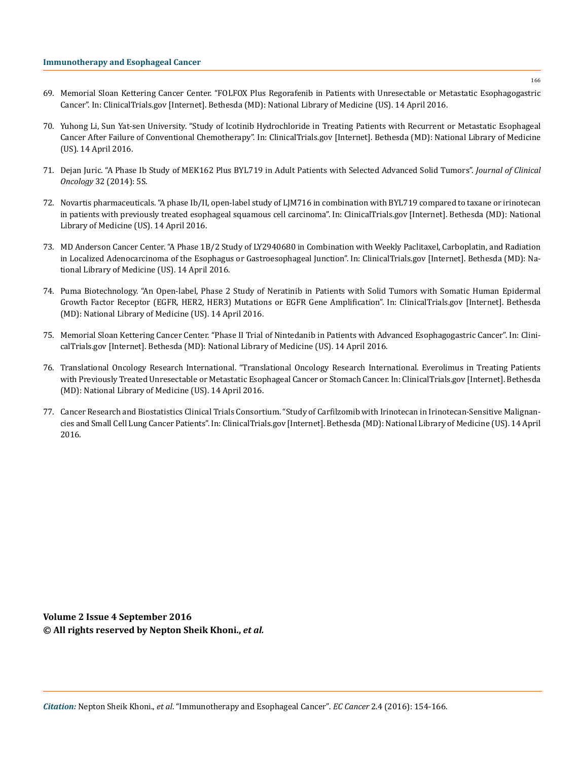69. Memorial Sloan Kettering Cancer Center. "FOLFOX Plus Regorafenib in Patients with Unresectable or Metastatic Esophagogastric Cancer". In: ClinicalTrials.gov [Internet]. Bethesda (MD): National Library of Medicine (US). 14 April 2016.

70. Yuhong Li, Sun Yat-sen University. "Study of Icotinib Hydrochloride in Treating Patients with Recurrent or Metastatic Esophageal Cancer After Failure of Conventional Chemotherapy". In: ClinicalTrials.gov [Internet]. Bethesda (MD): National Library of Medicine (US). 14 April 2016.

71. Dejan Juric. "A Phase Ib Study of MEK162 Plus BYL719 in Adult Patients with Selected Advanced Solid Tumors". *Journal of Clinical Oncology* 32 (2014): 5S.

72. Novartis pharmaceuticals. "A phase Ib/II, open-label study of LJM716 in combination with BYL719 compared to taxane or irinotecan in patients with previously treated esophageal squamous cell carcinoma". In: ClinicalTrials.gov [Internet]. Bethesda (MD): National Library of Medicine (US). 14 April 2016.

73. MD Anderson Cancer Center. "A Phase 1B/2 Study of LY2940680 in Combination with Weekly Paclitaxel, Carboplatin, and Radiation in Localized Adenocarcinoma of the Esophagus or Gastroesophageal Junction". In: ClinicalTrials.gov [Internet]. Bethesda (MD): National Library of Medicine (US). 14 April 2016.

74. Puma Biotechnology. "An Open-label, Phase 2 Study of Neratinib in Patients with Solid Tumors with Somatic Human Epidermal Growth Factor Receptor (EGFR, HER2, HER3) Mutations or EGFR Gene Amplification". In: ClinicalTrials.gov [Internet]. Bethesda (MD): National Library of Medicine (US). 14 April 2016.

75. Memorial Sloan Kettering Cancer Center. "Phase II Trial of Nintedanib in Patients with Advanced Esophagogastric Cancer". In: ClinicalTrials.gov [Internet]. Bethesda (MD): National Library of Medicine (US). 14 April 2016.

76. Translational Oncology Research International. "Translational Oncology Research International. Everolimus in Treating Patients with Previously Treated Unresectable or Metastatic Esophageal Cancer or Stomach Cancer. In: ClinicalTrials.gov [Internet]. Bethesda (MD): National Library of Medicine (US). 14 April 2016.

77. Cancer Research and Biostatistics Clinical Trials Consortium. "Study of Carfilzomib with Irinotecan in Irinotecan-Sensitive Malignancies and Small Cell Lung Cancer Patients". In: ClinicalTrials.gov [Internet]. Bethesda (MD): National Library of Medicine (US). 14 April 2016.

**Volume 2 Issue 4 September 2016**
**© All rights reserved by Nepton Sheik Khoni., *et al.***